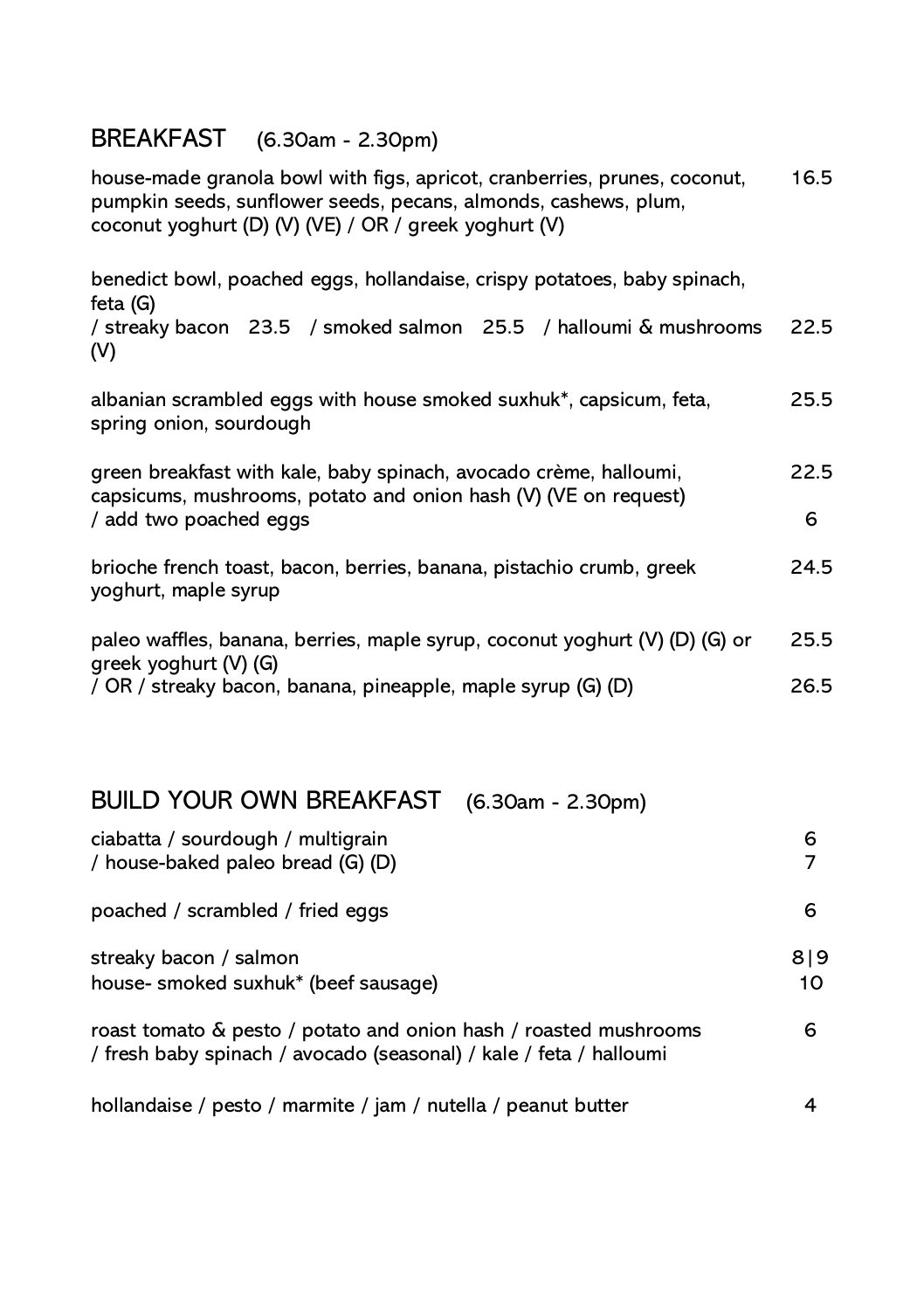## BREAKFAST (6.30am - 2.30pm)

| Item | Price |
|---|---|
| house-made granola bowl with figs, apricot, cranberries, prunes, coconut, pumpkin seeds, sunflower seeds, pecans, almonds, cashews, plum, coconut yoghurt (D) (V) (VE) / OR / greek yoghurt (V) | 16.5 |
| benedict bowl, poached eggs, hollandaise, crispy potatoes, baby spinach, feta (G) / streaky bacon 23.5 / smoked salmon 25.5 / halloumi & mushrooms (V) | 22.5 |
| albanian scrambled eggs with house smoked suxhuk*, capsicum, feta, spring onion, sourdough | 25.5 |
| green breakfast with kale, baby spinach, avocado crème, halloumi, capsicums, mushrooms, potato and onion hash (V) (VE on request) | 22.5 |
| / add two poached eggs | 6 |
| brioche french toast, bacon, berries, banana, pistachio crumb, greek yoghurt, maple syrup | 24.5 |
| paleo waffles, banana, berries, maple syrup, coconut yoghurt (V) (D) (G) or greek yoghurt (V) (G) | 25.5 |
| / OR / streaky bacon, banana, pineapple, maple syrup (G) (D) | 26.5 |

## BUILD YOUR OWN BREAKFAST (6.30am - 2.30pm)

| Item | Price |
|---|---|
| ciabatta / sourdough / multigrain | 6 |
| / house-baked paleo bread (G) (D) | 7 |
| poached / scrambled / fried eggs | 6 |
| streaky bacon / salmon | 8\|9 |
| house- smoked suxhuk* (beef sausage) | 10 |
| roast tomato & pesto / potato and onion hash / roasted mushrooms / fresh baby spinach / avocado (seasonal) / kale / feta / halloumi | 6 |
| hollandaise / pesto / marmite / jam / nutella / peanut butter | 4 |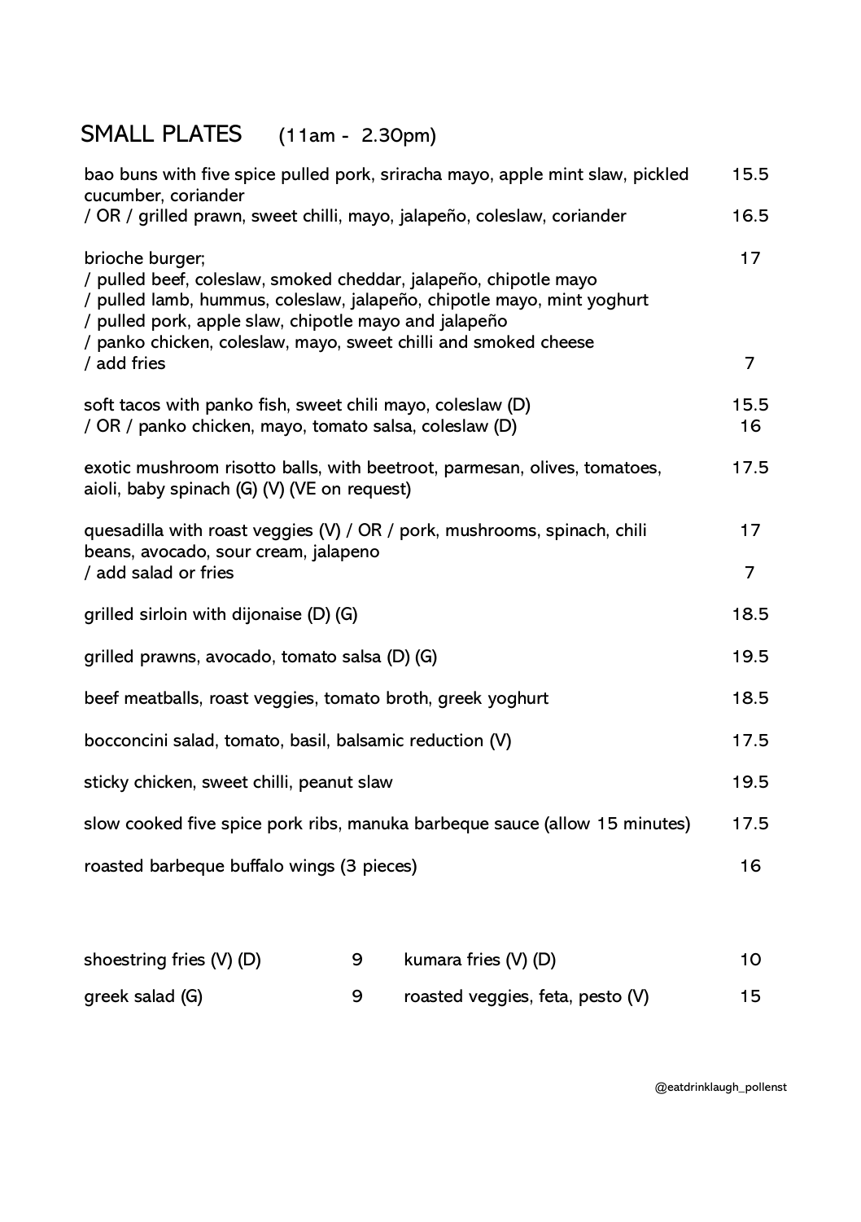# SMALL PLATES (11am - 2.30pm)

| Item | Price |
| --- | --- |
| bao buns with five spice pulled pork, sriracha mayo, apple mint slaw, pickled cucumber, coriander | 15.5 |
| / OR / grilled prawn, sweet chilli, mayo, jalapeño, coleslaw, coriander | 16.5 |
| brioche burger; / pulled beef, coleslaw, smoked cheddar, jalapeño, chipotle mayo / pulled lamb, hummus, coleslaw, jalapeño, chipotle mayo, mint yoghurt / pulled pork, apple slaw, chipotle mayo and jalapeño / panko chicken, coleslaw, mayo, sweet chilli and smoked cheese | 17 |
| / add fries | 7 |
| soft tacos with panko fish, sweet chili mayo, coleslaw (D) | 15.5 |
| / OR / panko chicken, mayo, tomato salsa, coleslaw (D) | 16 |
| exotic mushroom risotto balls, with beetroot, parmesan, olives, tomatoes, aioli, baby spinach (G) (V) (VE on request) | 17.5 |
| quesadilla with roast veggies (V) / OR / pork, mushrooms, spinach, chili beans, avocado, sour cream, jalapeno | 17 |
| / add salad or fries | 7 |
| grilled sirloin with dijonaise (D) (G) | 18.5 |
| grilled prawns, avocado, tomato salsa (D) (G) | 19.5 |
| beef meatballs, roast veggies, tomato broth, greek yoghurt | 18.5 |
| bocconcini salad, tomato, basil, balsamic reduction (V) | 17.5 |
| sticky chicken, sweet chilli, peanut slaw | 19.5 |
| slow cooked five spice pork ribs, manuka barbeque sauce (allow 15 minutes) | 17.5 |
| roasted barbeque buffalo wings (3 pieces) | 16 |

| Side | Price | Side | Price |
| --- | --- | --- | --- |
| shoestring fries (V) (D) | 9 | kumara fries (V) (D) | 10 |
| greek salad (G) | 9 | roasted veggies, feta, pesto (V) | 15 |

@eatdrinklaugh_pollenst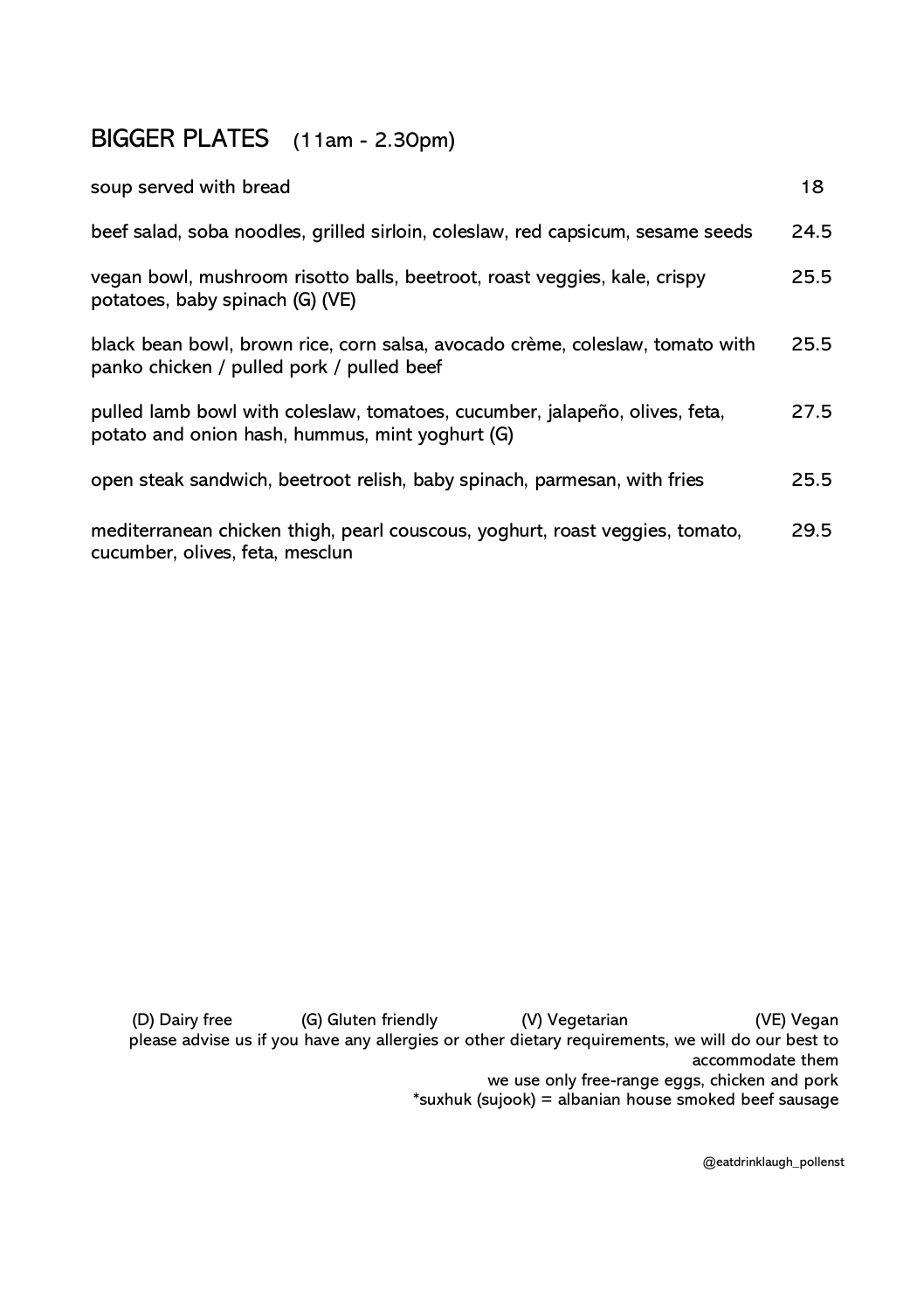## BIGGER PLATES (11am - 2.30pm)

| | |
|---|---|
| soup served with bread | 18 |
| beef salad, soba noodles, grilled sirloin, coleslaw, red capsicum, sesame seeds | 24.5 |
| vegan bowl, mushroom risotto balls, beetroot, roast veggies, kale, crispy potatoes, baby spinach (G) (VE) | 25.5 |
| black bean bowl, brown rice, corn salsa, avocado crème, coleslaw, tomato with panko chicken / pulled pork / pulled beef | 25.5 |
| pulled lamb bowl with coleslaw, tomatoes, cucumber, jalapeño, olives, feta, potato and onion hash, hummus, mint yoghurt (G) | 27.5 |
| open steak sandwich, beetroot relish, baby spinach, parmesan, with fries | 25.5 |
| mediterranean chicken thigh, pearl couscous, yoghurt, roast veggies, tomato, cucumber, olives, feta, mesclun | 29.5 |

(D) Dairy free (G) Gluten friendly (V) Vegetarian (VE) Vegan

please advise us if you have any allergies or other dietary requirements, we will do our best to accommodate them

we use only free-range eggs, chicken and pork

*suxhuk (sujook) = albanian house smoked beef sausage

@eatdrinklaugh_pollenst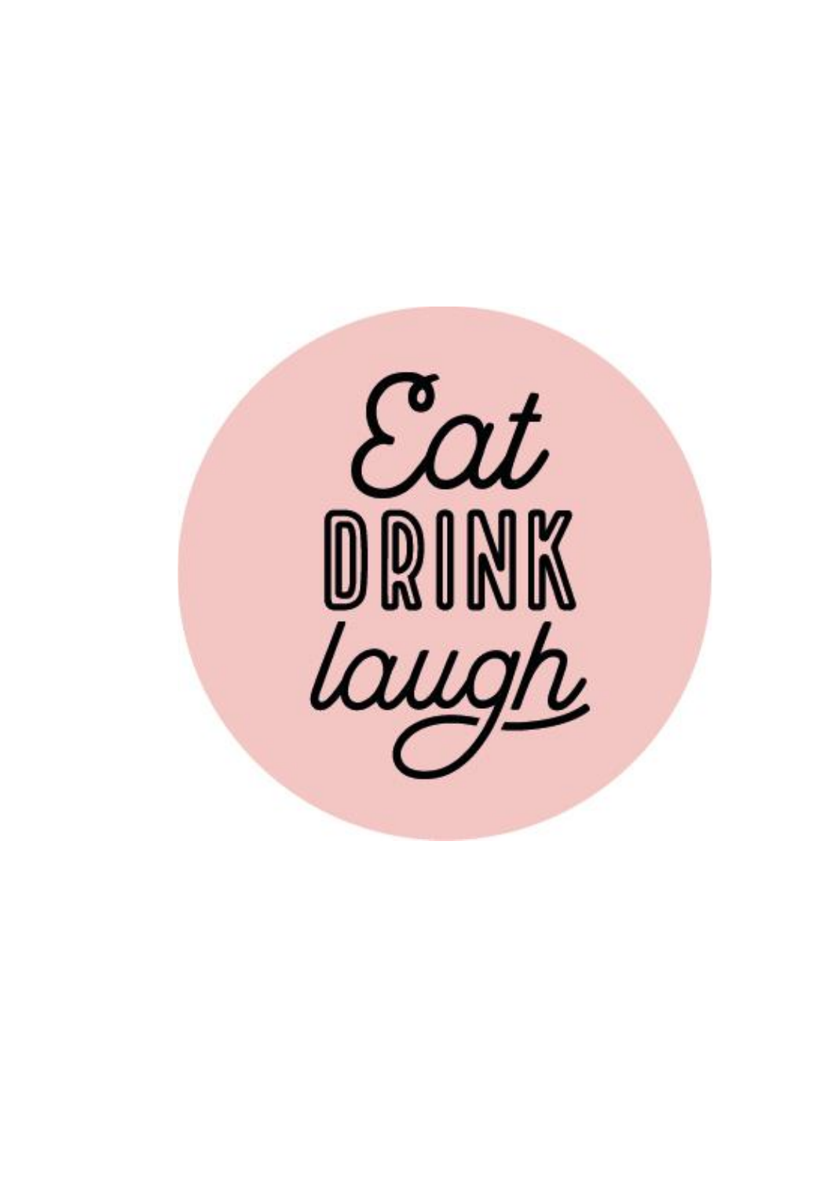Eat

DRINK

laugh